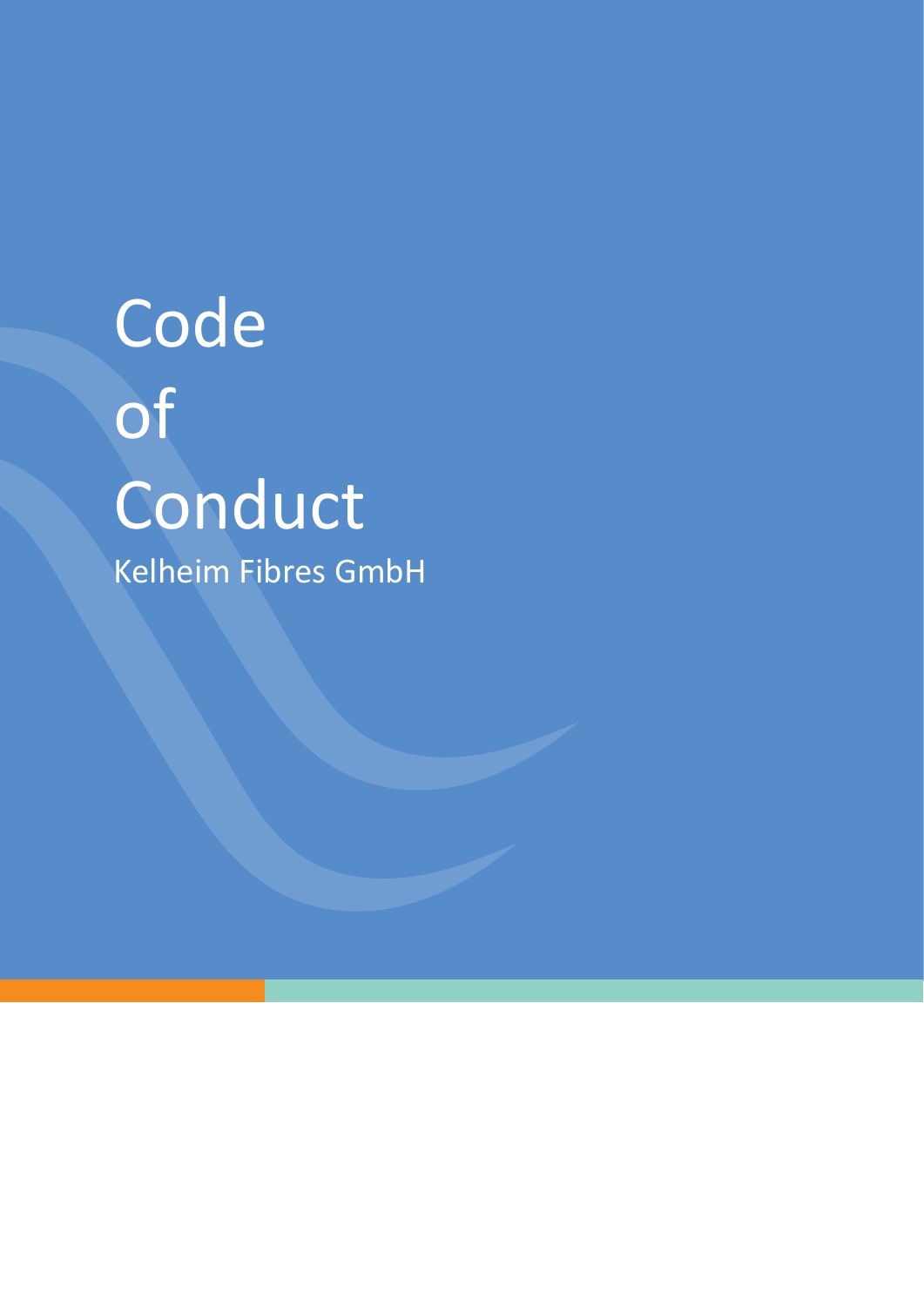# Code of Conduct

Kelheim Fibres GmbH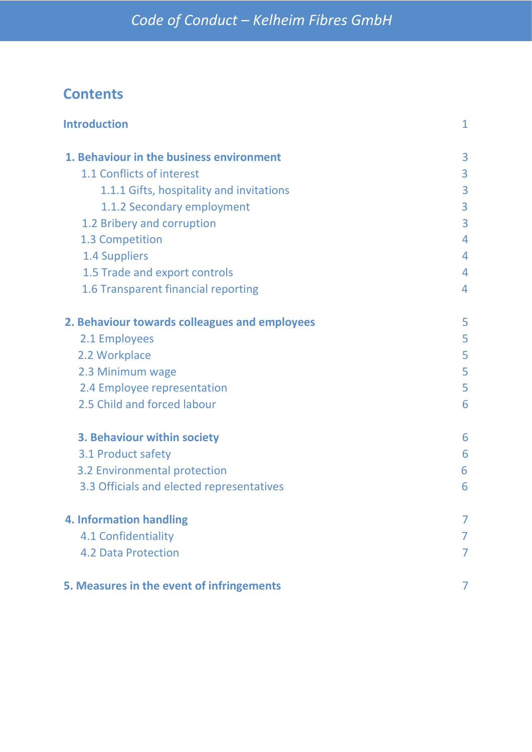## Contents

| | |
|---|---|
| **Introduction** | 1 |
| **1. Behaviour in the business environment** | 3 |
| 1.1 Conflicts of interest | 3 |
| 1.1.1 Gifts, hospitality and invitations | 3 |
| 1.1.2 Secondary employment | 3 |
| 1.2 Bribery and corruption | 3 |
| 1.3 Competition | 4 |
| 1.4 Suppliers | 4 |
| 1.5 Trade and export controls | 4 |
| 1.6 Transparent financial reporting | 4 |
| **2. Behaviour towards colleagues and employees** | 5 |
| 2.1 Employees | 5 |
| 2.2 Workplace | 5 |
| 2.3 Minimum wage | 5 |
| 2.4 Employee representation | 5 |
| 2.5 Child and forced labour | 6 |
| **3. Behaviour within society** | 6 |
| 3.1 Product safety | 6 |
| 3.2 Environmental protection | 6 |
| 3.3 Officials and elected representatives | 6 |
| **4. Information handling** | 7 |
| 4.1 Confidentiality | 7 |
| 4.2 Data Protection | 7 |
| **5. Measures in the event of infringements** | 7 |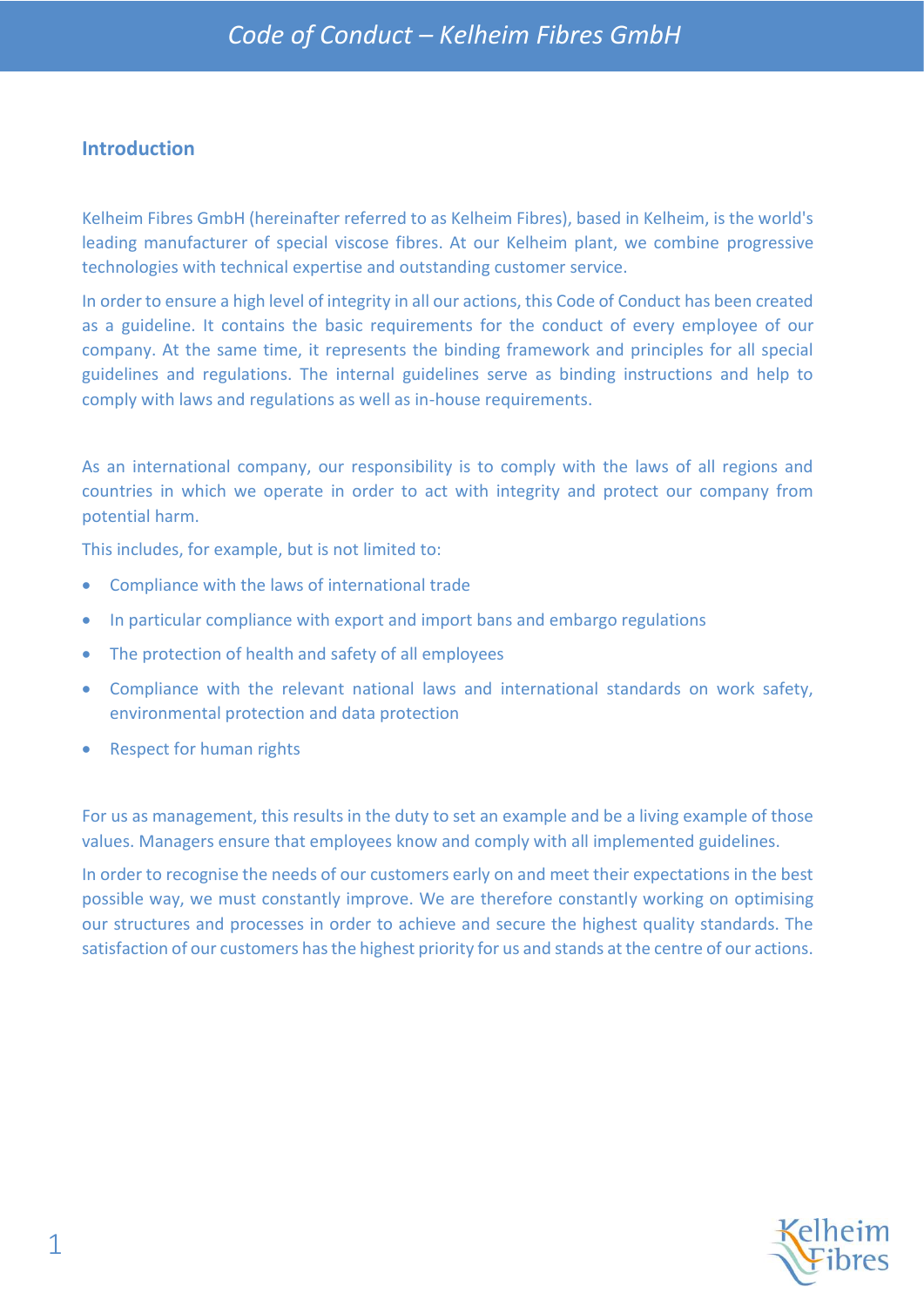## Introduction

Kelheim Fibres GmbH (hereinafter referred to as Kelheim Fibres), based in Kelheim, is the world's leading manufacturer of special viscose fibres. At our Kelheim plant, we combine progressive technologies with technical expertise and outstanding customer service.

In order to ensure a high level of integrity in all our actions, this Code of Conduct has been created as a guideline. It contains the basic requirements for the conduct of every employee of our company. At the same time, it represents the binding framework and principles for all special guidelines and regulations. The internal guidelines serve as binding instructions and help to comply with laws and regulations as well as in-house requirements.

As an international company, our responsibility is to comply with the laws of all regions and countries in which we operate in order to act with integrity and protect our company from potential harm.

This includes, for example, but is not limited to:

- Compliance with the laws of international trade
- In particular compliance with export and import bans and embargo regulations
- The protection of health and safety of all employees
- Compliance with the relevant national laws and international standards on work safety, environmental protection and data protection
- Respect for human rights

For us as management, this results in the duty to set an example and be a living example of those values. Managers ensure that employees know and comply with all implemented guidelines.

In order to recognise the needs of our customers early on and meet their expectations in the best possible way, we must constantly improve. We are therefore constantly working on optimising our structures and processes in order to achieve and secure the highest quality standards. The satisfaction of our customers has the highest priority for us and stands at the centre of our actions.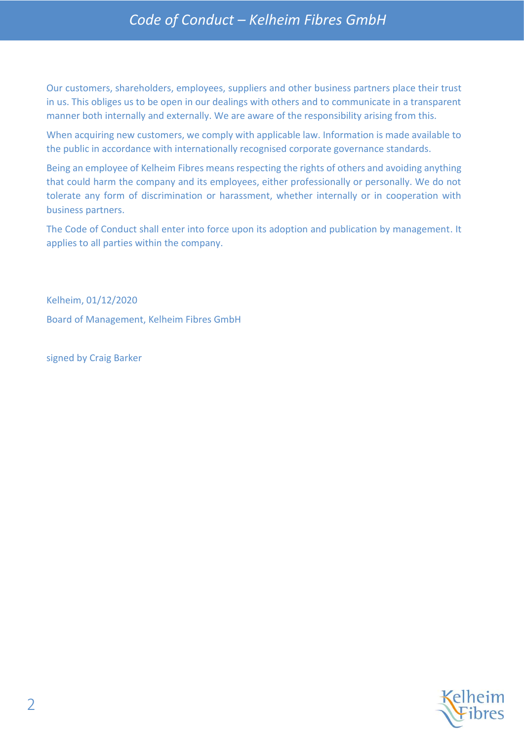Our customers, shareholders, employees, suppliers and other business partners place their trust in us. This obliges us to be open in our dealings with others and to communicate in a transparent manner both internally and externally. We are aware of the responsibility arising from this.

When acquiring new customers, we comply with applicable law. Information is made available to the public in accordance with internationally recognised corporate governance standards.

Being an employee of Kelheim Fibres means respecting the rights of others and avoiding anything that could harm the company and its employees, either professionally or personally. We do not tolerate any form of discrimination or harassment, whether internally or in cooperation with business partners.

The Code of Conduct shall enter into force upon its adoption and publication by management. It applies to all parties within the company.

Kelheim, 01/12/2020

Board of Management, Kelheim Fibres GmbH

signed by Craig Barker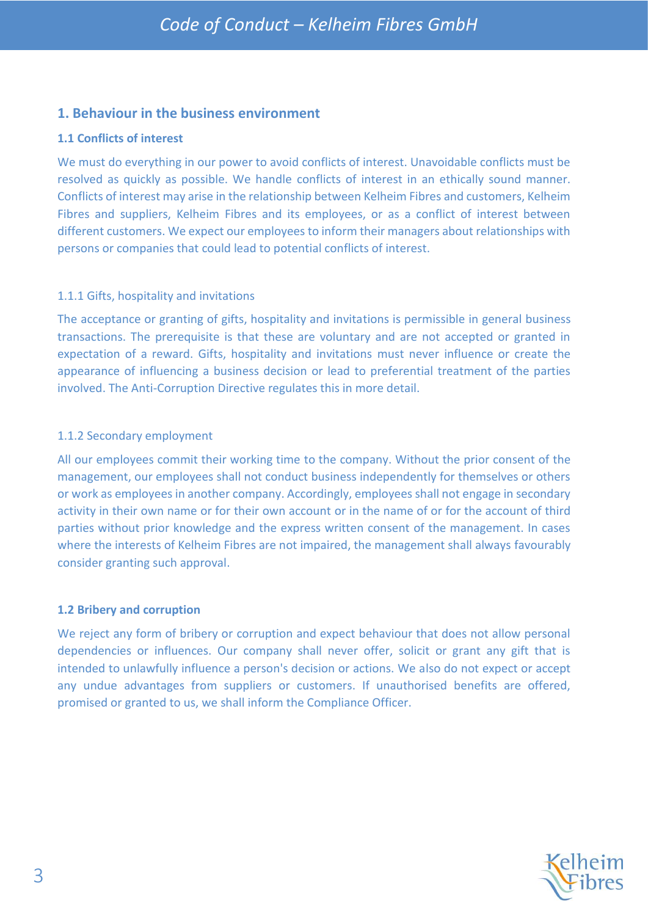## 1. Behaviour in the business environment

### 1.1 Conflicts of interest

We must do everything in our power to avoid conflicts of interest. Unavoidable conflicts must be resolved as quickly as possible. We handle conflicts of interest in an ethically sound manner. Conflicts of interest may arise in the relationship between Kelheim Fibres and customers, Kelheim Fibres and suppliers, Kelheim Fibres and its employees, or as a conflict of interest between different customers. We expect our employees to inform their managers about relationships with persons or companies that could lead to potential conflicts of interest.

#### 1.1.1 Gifts, hospitality and invitations

The acceptance or granting of gifts, hospitality and invitations is permissible in general business transactions. The prerequisite is that these are voluntary and are not accepted or granted in expectation of a reward. Gifts, hospitality and invitations must never influence or create the appearance of influencing a business decision or lead to preferential treatment of the parties involved. The Anti-Corruption Directive regulates this in more detail.

#### 1.1.2 Secondary employment

All our employees commit their working time to the company. Without the prior consent of the management, our employees shall not conduct business independently for themselves or others or work as employees in another company. Accordingly, employees shall not engage in secondary activity in their own name or for their own account or in the name of or for the account of third parties without prior knowledge and the express written consent of the management. In cases where the interests of Kelheim Fibres are not impaired, the management shall always favourably consider granting such approval.

### 1.2 Bribery and corruption

We reject any form of bribery or corruption and expect behaviour that does not allow personal dependencies or influences. Our company shall never offer, solicit or grant any gift that is intended to unlawfully influence a person's decision or actions. We also do not expect or accept any undue advantages from suppliers or customers. If unauthorised benefits are offered, promised or granted to us, we shall inform the Compliance Officer.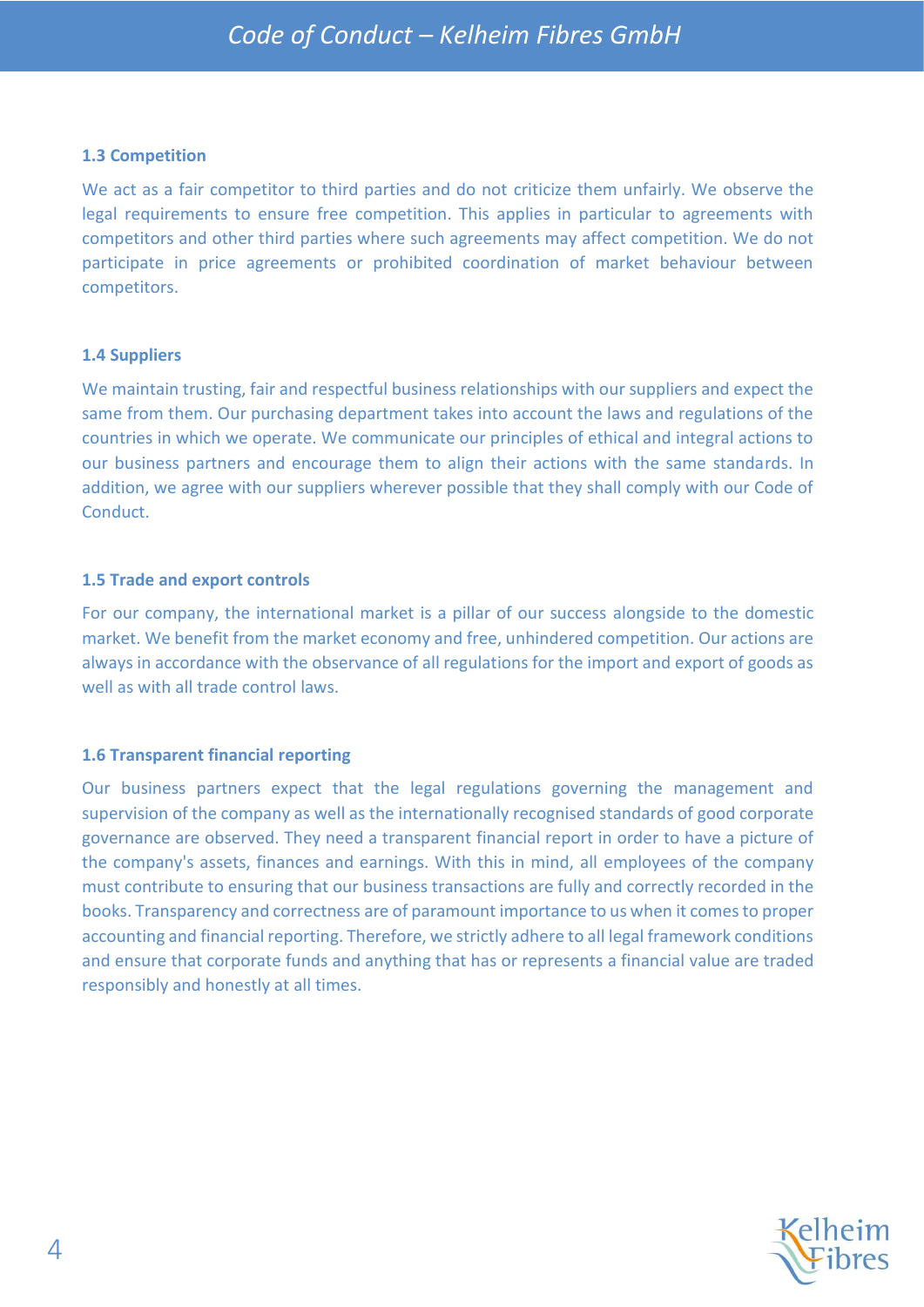### 1.3 Competition

We act as a fair competitor to third parties and do not criticize them unfairly. We observe the legal requirements to ensure free competition. This applies in particular to agreements with competitors and other third parties where such agreements may affect competition. We do not participate in price agreements or prohibited coordination of market behaviour between competitors.

### 1.4 Suppliers

We maintain trusting, fair and respectful business relationships with our suppliers and expect the same from them. Our purchasing department takes into account the laws and regulations of the countries in which we operate. We communicate our principles of ethical and integral actions to our business partners and encourage them to align their actions with the same standards. In addition, we agree with our suppliers wherever possible that they shall comply with our Code of Conduct.

### 1.5 Trade and export controls

For our company, the international market is a pillar of our success alongside to the domestic market. We benefit from the market economy and free, unhindered competition. Our actions are always in accordance with the observance of all regulations for the import and export of goods as well as with all trade control laws.

### 1.6 Transparent financial reporting

Our business partners expect that the legal regulations governing the management and supervision of the company as well as the internationally recognised standards of good corporate governance are observed. They need a transparent financial report in order to have a picture of the company's assets, finances and earnings. With this in mind, all employees of the company must contribute to ensuring that our business transactions are fully and correctly recorded in the books. Transparency and correctness are of paramount importance to us when it comes to proper accounting and financial reporting. Therefore, we strictly adhere to all legal framework conditions and ensure that corporate funds and anything that has or represents a financial value are traded responsibly and honestly at all times.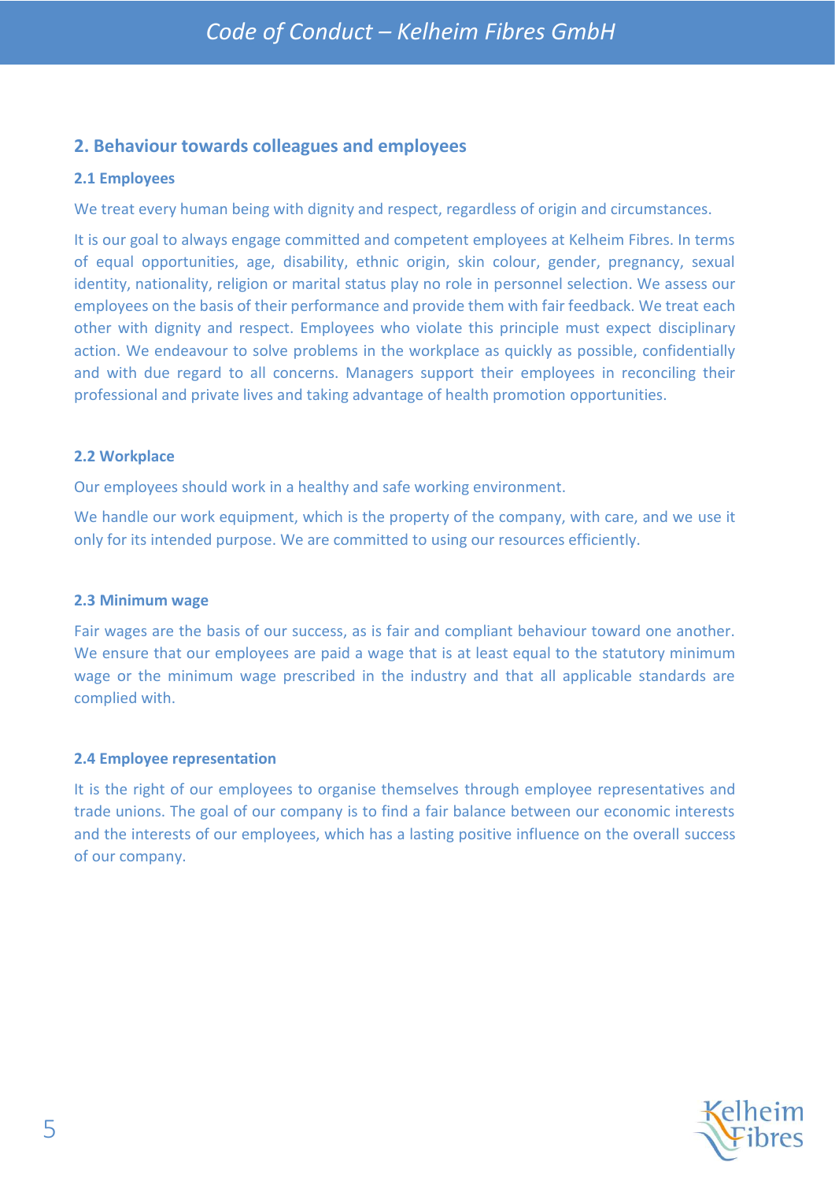## 2. Behaviour towards colleagues and employees

### 2.1 Employees

We treat every human being with dignity and respect, regardless of origin and circumstances.

It is our goal to always engage committed and competent employees at Kelheim Fibres. In terms of equal opportunities, age, disability, ethnic origin, skin colour, gender, pregnancy, sexual identity, nationality, religion or marital status play no role in personnel selection. We assess our employees on the basis of their performance and provide them with fair feedback. We treat each other with dignity and respect. Employees who violate this principle must expect disciplinary action. We endeavour to solve problems in the workplace as quickly as possible, confidentially and with due regard to all concerns. Managers support their employees in reconciling their professional and private lives and taking advantage of health promotion opportunities.

### 2.2 Workplace

Our employees should work in a healthy and safe working environment.

We handle our work equipment, which is the property of the company, with care, and we use it only for its intended purpose. We are committed to using our resources efficiently.

### 2.3 Minimum wage

Fair wages are the basis of our success, as is fair and compliant behaviour toward one another. We ensure that our employees are paid a wage that is at least equal to the statutory minimum wage or the minimum wage prescribed in the industry and that all applicable standards are complied with.

### 2.4 Employee representation

It is the right of our employees to organise themselves through employee representatives and trade unions. The goal of our company is to find a fair balance between our economic interests and the interests of our employees, which has a lasting positive influence on the overall success of our company.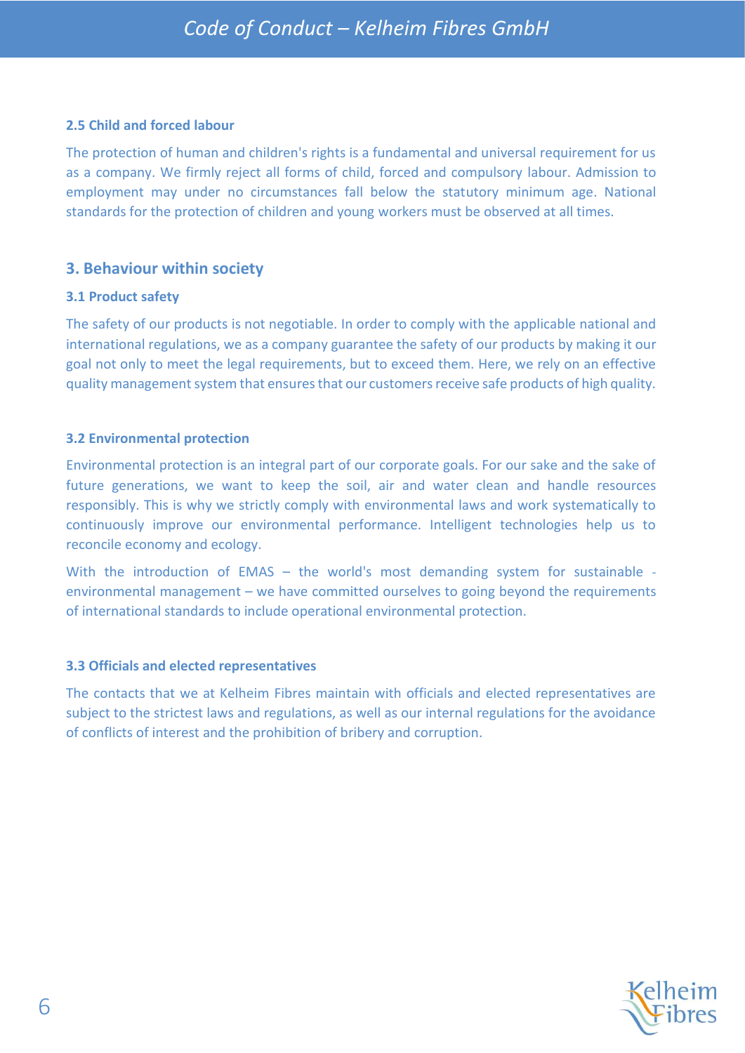### 2.5 Child and forced labour

The protection of human and children's rights is a fundamental and universal requirement for us as a company. We firmly reject all forms of child, forced and compulsory labour. Admission to employment may under no circumstances fall below the statutory minimum age. National standards for the protection of children and young workers must be observed at all times.

## 3. Behaviour within society

### 3.1 Product safety

The safety of our products is not negotiable. In order to comply with the applicable national and international regulations, we as a company guarantee the safety of our products by making it our goal not only to meet the legal requirements, but to exceed them. Here, we rely on an effective quality management system that ensures that our customers receive safe products of high quality.

### 3.2 Environmental protection

Environmental protection is an integral part of our corporate goals. For our sake and the sake of future generations, we want to keep the soil, air and water clean and handle resources responsibly. This is why we strictly comply with environmental laws and work systematically to continuously improve our environmental performance. Intelligent technologies help us to reconcile economy and ecology.

With the introduction of EMAS – the world's most demanding system for sustainable - environmental management – we have committed ourselves to going beyond the requirements of international standards to include operational environmental protection.

### 3.3 Officials and elected representatives

The contacts that we at Kelheim Fibres maintain with officials and elected representatives are subject to the strictest laws and regulations, as well as our internal regulations for the avoidance of conflicts of interest and the prohibition of bribery and corruption.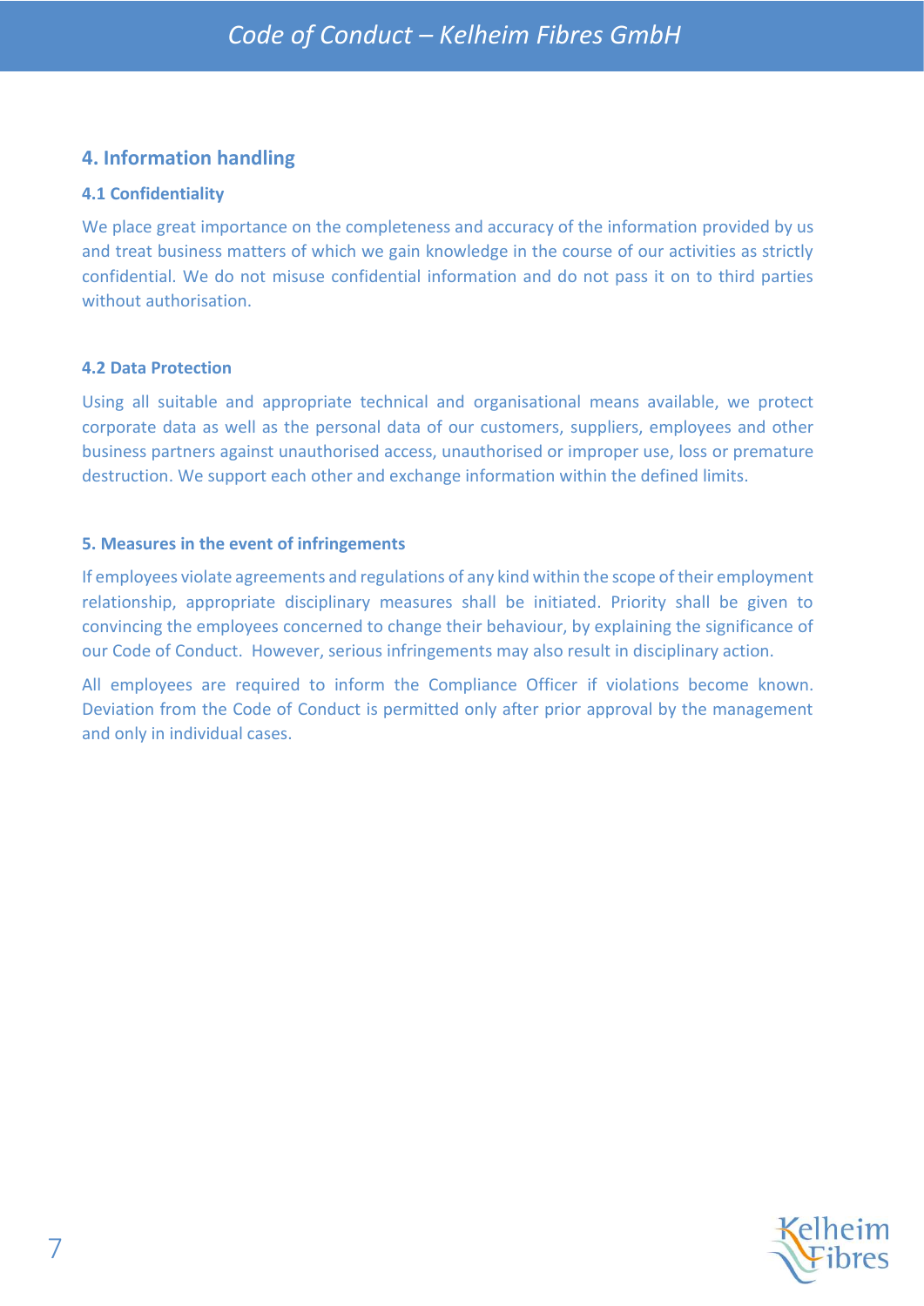## 4. Information handling

### 4.1 Confidentiality

We place great importance on the completeness and accuracy of the information provided by us and treat business matters of which we gain knowledge in the course of our activities as strictly confidential. We do not misuse confidential information and do not pass it on to third parties without authorisation.

### 4.2 Data Protection

Using all suitable and appropriate technical and organisational means available, we protect corporate data as well as the personal data of our customers, suppliers, employees and other business partners against unauthorised access, unauthorised or improper use, loss or premature destruction. We support each other and exchange information within the defined limits.

### 5. Measures in the event of infringements

If employees violate agreements and regulations of any kind within the scope of their employment relationship, appropriate disciplinary measures shall be initiated. Priority shall be given to convincing the employees concerned to change their behaviour, by explaining the significance of our Code of Conduct. However, serious infringements may also result in disciplinary action.

All employees are required to inform the Compliance Officer if violations become known. Deviation from the Code of Conduct is permitted only after prior approval by the management and only in individual cases.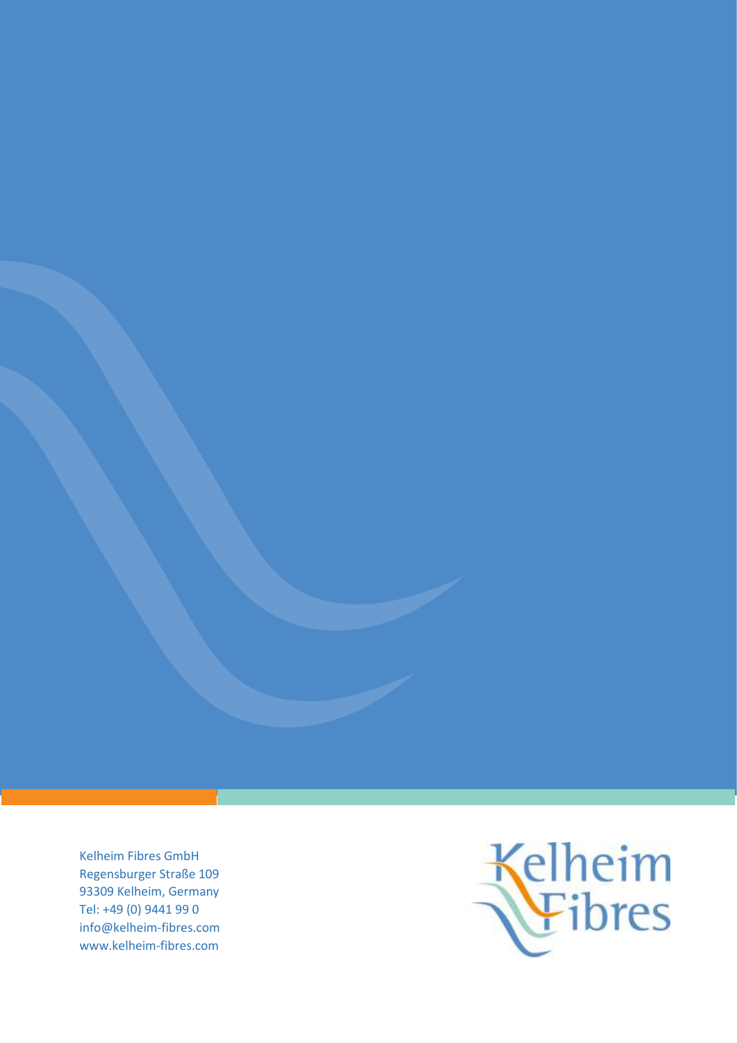Kelheim Fibres GmbH
Regensburger Straße 109
93309 Kelheim, Germany
Tel: +49 (0) 9441 99 0
info@kelheim-fibres.com
www.kelheim-fibres.com

Kelheim Fibres